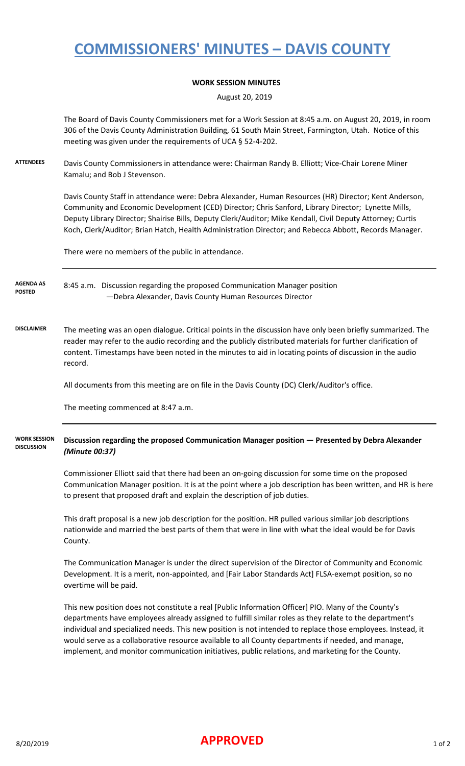# COMMISSIONERS' MINUTES – DAVIS COUNTY

**WORK SESSION MINUTES**

August 20, 2019

The Board of Davis County Commissioners met for a Work Session at 8:45 a.m. on August 20, 2019, in room 306 of the Davis County Administration Building, 61 South Main Street, Farmington, Utah. Notice of this meeting was given under the requirements of UCA § 52-4-202.

**ATTENDEES**

Davis County Commissioners in attendance were: Chairman Randy B. Elliott; Vice-Chair Lorene Miner Kamalu; and Bob J Stevenson.

Davis County Staff in attendance were: Debra Alexander, Human Resources (HR) Director; Kent Anderson, Community and Economic Development (CED) Director; Chris Sanford, Library Director; Lynette Mills, Deputy Library Director; Shairise Bills, Deputy Clerk/Auditor; Mike Kendall, Civil Deputy Attorney; Curtis Koch, Clerk/Auditor; Brian Hatch, Health Administration Director; and Rebecca Abbott, Records Manager.

There were no members of the public in attendance.

**AGENDA AS POSTED**

8:45 a.m. Discussion regarding the proposed Communication Manager position
—Debra Alexander, Davis County Human Resources Director

**DISCLAIMER**

The meeting was an open dialogue. Critical points in the discussion have only been briefly summarized. The reader may refer to the audio recording and the publicly distributed materials for further clarification of content. Timestamps have been noted in the minutes to aid in locating points of discussion in the audio record.

All documents from this meeting are on file in the Davis County (DC) Clerk/Auditor's office.

The meeting commenced at 8:47 a.m.

**WORK SESSION DISCUSSION**

**Discussion regarding the proposed Communication Manager position — Presented by Debra Alexander *(Minute 00:37)***

Commissioner Elliott said that there had been an on-going discussion for some time on the proposed Communication Manager position. It is at the point where a job description has been written, and HR is here to present that proposed draft and explain the description of job duties.

This draft proposal is a new job description for the position. HR pulled various similar job descriptions nationwide and married the best parts of them that were in line with what the ideal would be for Davis County.

The Communication Manager is under the direct supervision of the Director of Community and Economic Development. It is a merit, non-appointed, and [Fair Labor Standards Act] FLSA-exempt position, so no overtime will be paid.

This new position does not constitute a real [Public Information Officer] PIO. Many of the County's departments have employees already assigned to fulfill similar roles as they relate to the department's individual and specialized needs. This new position is not intended to replace those employees. Instead, it would serve as a collaborative resource available to all County departments if needed, and manage, implement, and monitor communication initiatives, public relations, and marketing for the County.

8/20/2019 **APPROVED**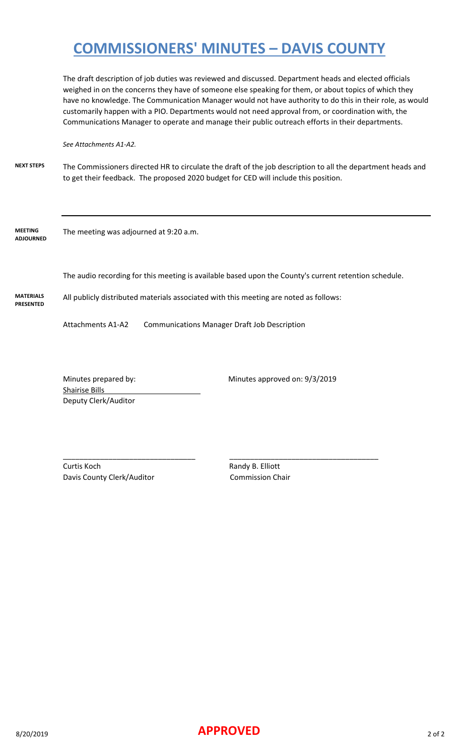# COMMISSIONERS' MINUTES – DAVIS COUNTY

The draft description of job duties was reviewed and discussed. Department heads and elected officials weighed in on the concerns they have of someone else speaking for them, or about topics of which they have no knowledge. The Communication Manager would not have authority to do this in their role, as would customarily happen with a PIO. Departments would not need approval from, or coordination with, the Communications Manager to operate and manage their public outreach efforts in their departments.

*See Attachments A1-A2.*

**NEXT STEPS** The Commissioners directed HR to circulate the draft of the job description to all the department heads and to get their feedback. The proposed 2020 budget for CED will include this position.

---

**MEETING ADJOURNED** The meeting was adjourned at 9:20 a.m.

The audio recording for this meeting is available based upon the County's current retention schedule.

**MATERIALS PRESENTED** All publicly distributed materials associated with this meeting are noted as follows:

Attachments A1-A2 Communications Manager Draft Job Description

Minutes prepared by:
Shairise Bills
Deputy Clerk/Auditor

Minutes approved on: 9/3/2019

\_\_\_\_\_\_\_\_\_\_\_\_\_\_\_\_\_\_\_\_\_\_\_\_\_\_\_\_\_\_\_\_
Curtis Koch
Davis County Clerk/Auditor

\_\_\_\_\_\_\_\_\_\_\_\_\_\_\_\_\_\_\_\_\_\_\_\_\_\_\_\_\_\_\_\_\_\_\_\_
Randy B. Elliott
Commission Chair

8/20/2019 **APPROVED**